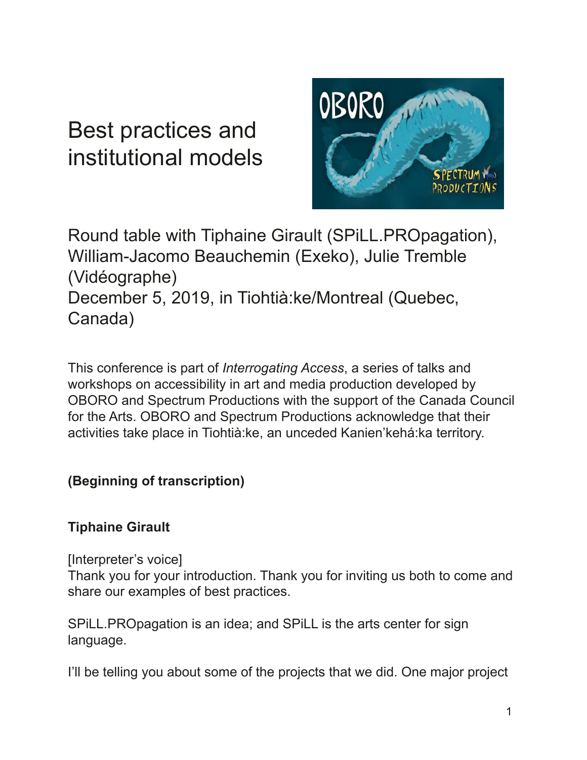# Best practices and institutional models

Round table with Tiphaine Girault (SPiLL.PROpagation), William-Jacomo Beauchemin (Exeko), Julie Tremble (Vidéographe)
December 5, 2019, in Tiohtià:ke/Montreal (Quebec, Canada)

This conference is part of *Interrogating Access*, a series of talks and workshops on accessibility in art and media production developed by OBORO and Spectrum Productions with the support of the Canada Council for the Arts. OBORO and Spectrum Productions acknowledge that their activities take place in Tiohtià:ke, an unceded Kanien'kehá:ka territory.

**(Beginning of transcription)**

**Tiphaine Girault**

[Interpreter's voice]
Thank you for your introduction. Thank you for inviting us both to come and share our examples of best practices.

SPiLL.PROpagation is an idea; and SPiLL is the arts center for sign language.

I'll be telling you about some of the projects that we did. One major project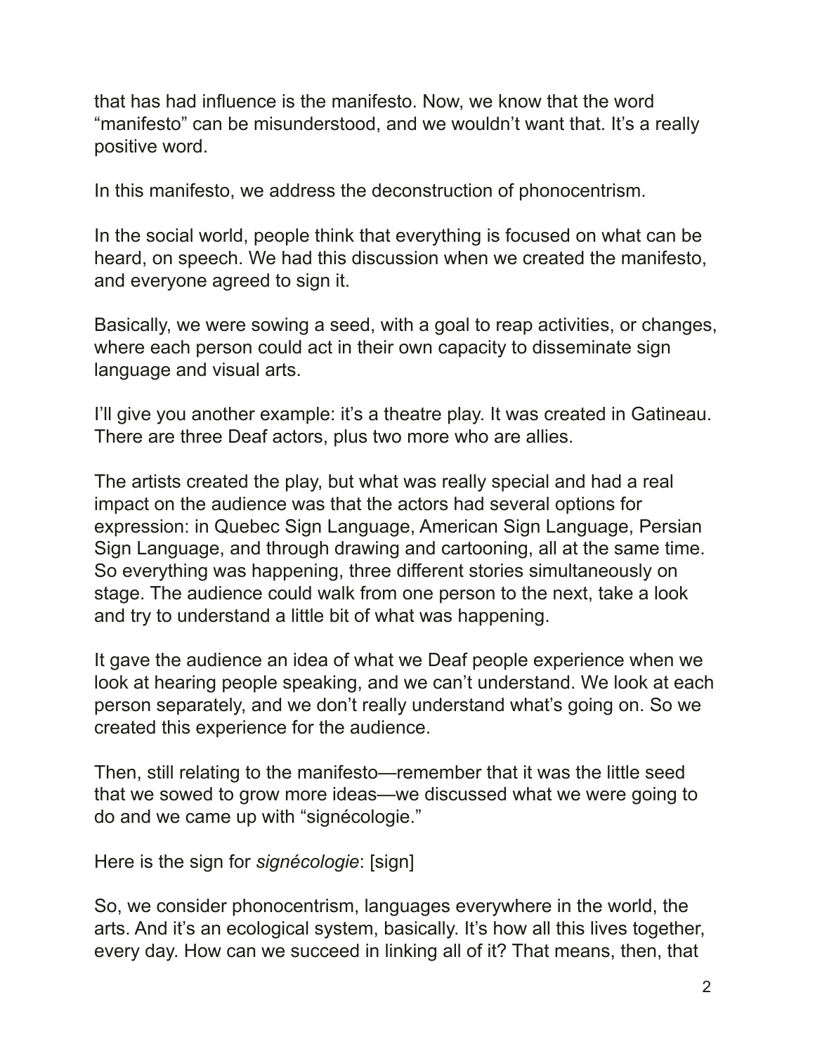that has had influence is the manifesto. Now, we know that the word "manifesto" can be misunderstood, and we wouldn't want that. It's a really positive word.

In this manifesto, we address the deconstruction of phonocentrism.

In the social world, people think that everything is focused on what can be heard, on speech. We had this discussion when we created the manifesto, and everyone agreed to sign it.

Basically, we were sowing a seed, with a goal to reap activities, or changes, where each person could act in their own capacity to disseminate sign language and visual arts.

I'll give you another example: it's a theatre play. It was created in Gatineau. There are three Deaf actors, plus two more who are allies.

The artists created the play, but what was really special and had a real impact on the audience was that the actors had several options for expression: in Quebec Sign Language, American Sign Language, Persian Sign Language, and through drawing and cartooning, all at the same time. So everything was happening, three different stories simultaneously on stage. The audience could walk from one person to the next, take a look and try to understand a little bit of what was happening.

It gave the audience an idea of what we Deaf people experience when we look at hearing people speaking, and we can't understand. We look at each person separately, and we don't really understand what's going on. So we created this experience for the audience.

Then, still relating to the manifesto—remember that it was the little seed that we sowed to grow more ideas—we discussed what we were going to do and we came up with "signécologie."

Here is the sign for *signécologie*: [sign]

So, we consider phonocentrism, languages everywhere in the world, the arts. And it's an ecological system, basically. It's how all this lives together, every day. How can we succeed in linking all of it? That means, then, that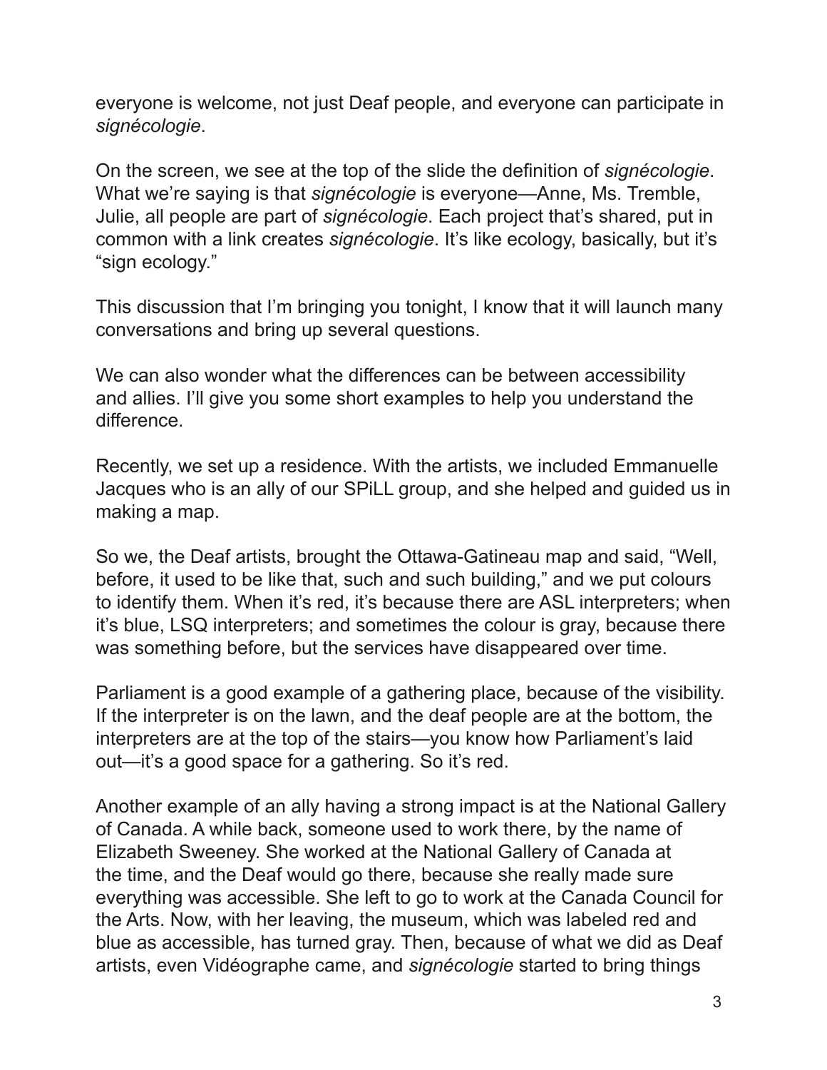everyone is welcome, not just Deaf people, and everyone can participate in *signécologie*.

On the screen, we see at the top of the slide the definition of *signécologie*. What we're saying is that *signécologie* is everyone—Anne, Ms. Tremble, Julie, all people are part of *signécologie*. Each project that's shared, put in common with a link creates *signécologie*. It's like ecology, basically, but it's "sign ecology."

This discussion that I'm bringing you tonight, I know that it will launch many conversations and bring up several questions.

We can also wonder what the differences can be between accessibility and allies. I'll give you some short examples to help you understand the difference.

Recently, we set up a residence. With the artists, we included Emmanuelle Jacques who is an ally of our SPiLL group, and she helped and guided us in making a map.

So we, the Deaf artists, brought the Ottawa-Gatineau map and said, "Well, before, it used to be like that, such and such building," and we put colours to identify them. When it's red, it's because there are ASL interpreters; when it's blue, LSQ interpreters; and sometimes the colour is gray, because there was something before, but the services have disappeared over time.

Parliament is a good example of a gathering place, because of the visibility. If the interpreter is on the lawn, and the deaf people are at the bottom, the interpreters are at the top of the stairs—you know how Parliament's laid out—it's a good space for a gathering. So it's red.

Another example of an ally having a strong impact is at the National Gallery of Canada. A while back, someone used to work there, by the name of Elizabeth Sweeney. She worked at the National Gallery of Canada at the time, and the Deaf would go there, because she really made sure everything was accessible. She left to go to work at the Canada Council for the Arts. Now, with her leaving, the museum, which was labeled red and blue as accessible, has turned gray. Then, because of what we did as Deaf artists, even Vidéographe came, and *signécologie* started to bring things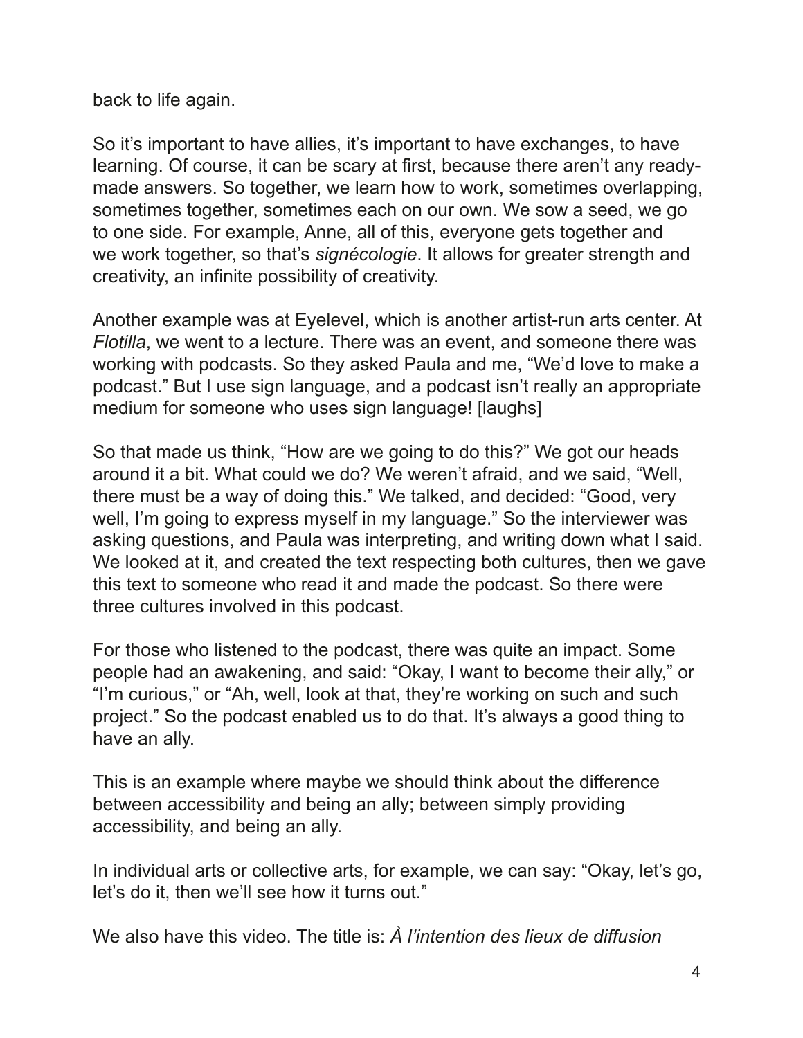back to life again.

So it's important to have allies, it's important to have exchanges, to have learning. Of course, it can be scary at first, because there aren't any ready-made answers. So together, we learn how to work, sometimes overlapping, sometimes together, sometimes each on our own. We sow a seed, we go to one side. For example, Anne, all of this, everyone gets together and we work together, so that's *signécologie*. It allows for greater strength and creativity, an infinite possibility of creativity.

Another example was at Eyelevel, which is another artist-run arts center. At *Flotilla*, we went to a lecture. There was an event, and someone there was working with podcasts. So they asked Paula and me, "We'd love to make a podcast." But I use sign language, and a podcast isn't really an appropriate medium for someone who uses sign language! [laughs]

So that made us think, "How are we going to do this?" We got our heads around it a bit. What could we do? We weren't afraid, and we said, "Well, there must be a way of doing this." We talked, and decided: "Good, very well, I'm going to express myself in my language." So the interviewer was asking questions, and Paula was interpreting, and writing down what I said. We looked at it, and created the text respecting both cultures, then we gave this text to someone who read it and made the podcast. So there were three cultures involved in this podcast.

For those who listened to the podcast, there was quite an impact. Some people had an awakening, and said: "Okay, I want to become their ally," or "I'm curious," or "Ah, well, look at that, they're working on such and such project." So the podcast enabled us to do that. It's always a good thing to have an ally.

This is an example where maybe we should think about the difference between accessibility and being an ally; between simply providing accessibility, and being an ally.

In individual arts or collective arts, for example, we can say: "Okay, let's go, let's do it, then we'll see how it turns out."

We also have this video. The title is: *À l'intention des lieux de diffusion*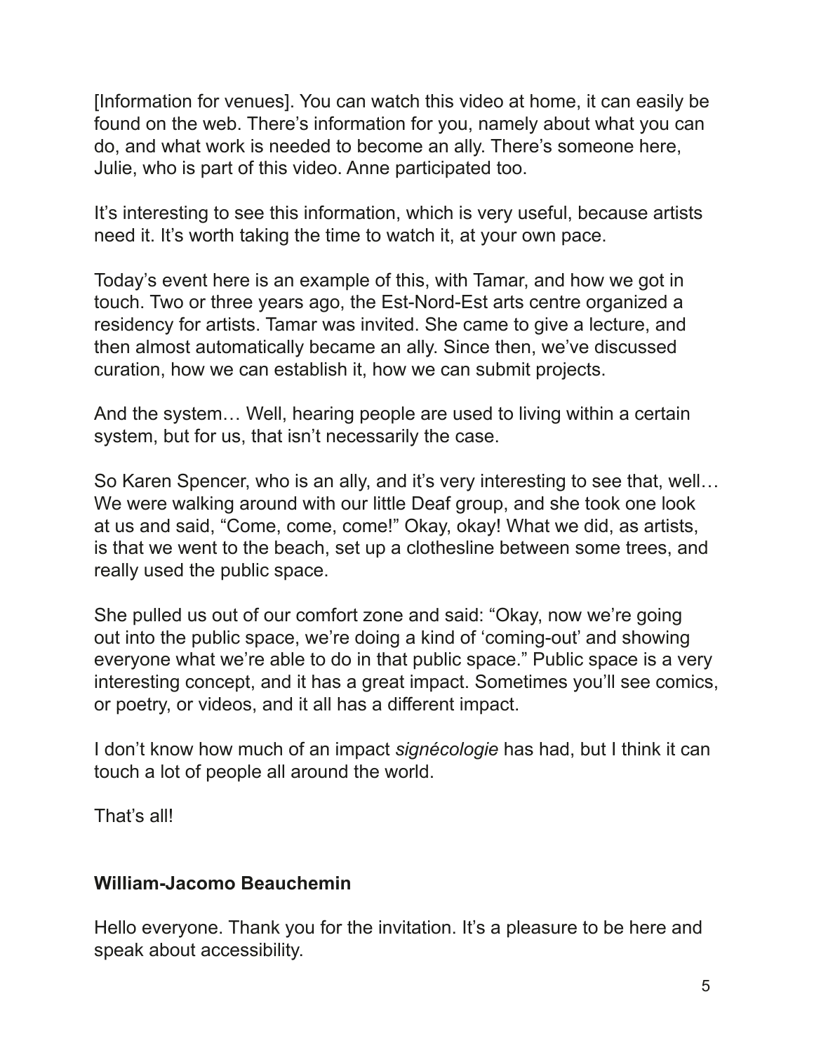[Information for venues]. You can watch this video at home, it can easily be found on the web. There's information for you, namely about what you can do, and what work is needed to become an ally. There's someone here, Julie, who is part of this video. Anne participated too.

It's interesting to see this information, which is very useful, because artists need it. It's worth taking the time to watch it, at your own pace.

Today's event here is an example of this, with Tamar, and how we got in touch. Two or three years ago, the Est-Nord-Est arts centre organized a residency for artists. Tamar was invited. She came to give a lecture, and then almost automatically became an ally. Since then, we've discussed curation, how we can establish it, how we can submit projects.

And the system… Well, hearing people are used to living within a certain system, but for us, that isn't necessarily the case.

So Karen Spencer, who is an ally, and it's very interesting to see that, well… We were walking around with our little Deaf group, and she took one look at us and said, "Come, come, come!" Okay, okay! What we did, as artists, is that we went to the beach, set up a clothesline between some trees, and really used the public space.

She pulled us out of our comfort zone and said: "Okay, now we're going out into the public space, we're doing a kind of 'coming-out' and showing everyone what we're able to do in that public space." Public space is a very interesting concept, and it has a great impact. Sometimes you'll see comics, or poetry, or videos, and it all has a different impact.

I don't know how much of an impact *signécologie* has had, but I think it can touch a lot of people all around the world.

That's all!

**William-Jacomo Beauchemin**

Hello everyone. Thank you for the invitation. It's a pleasure to be here and speak about accessibility.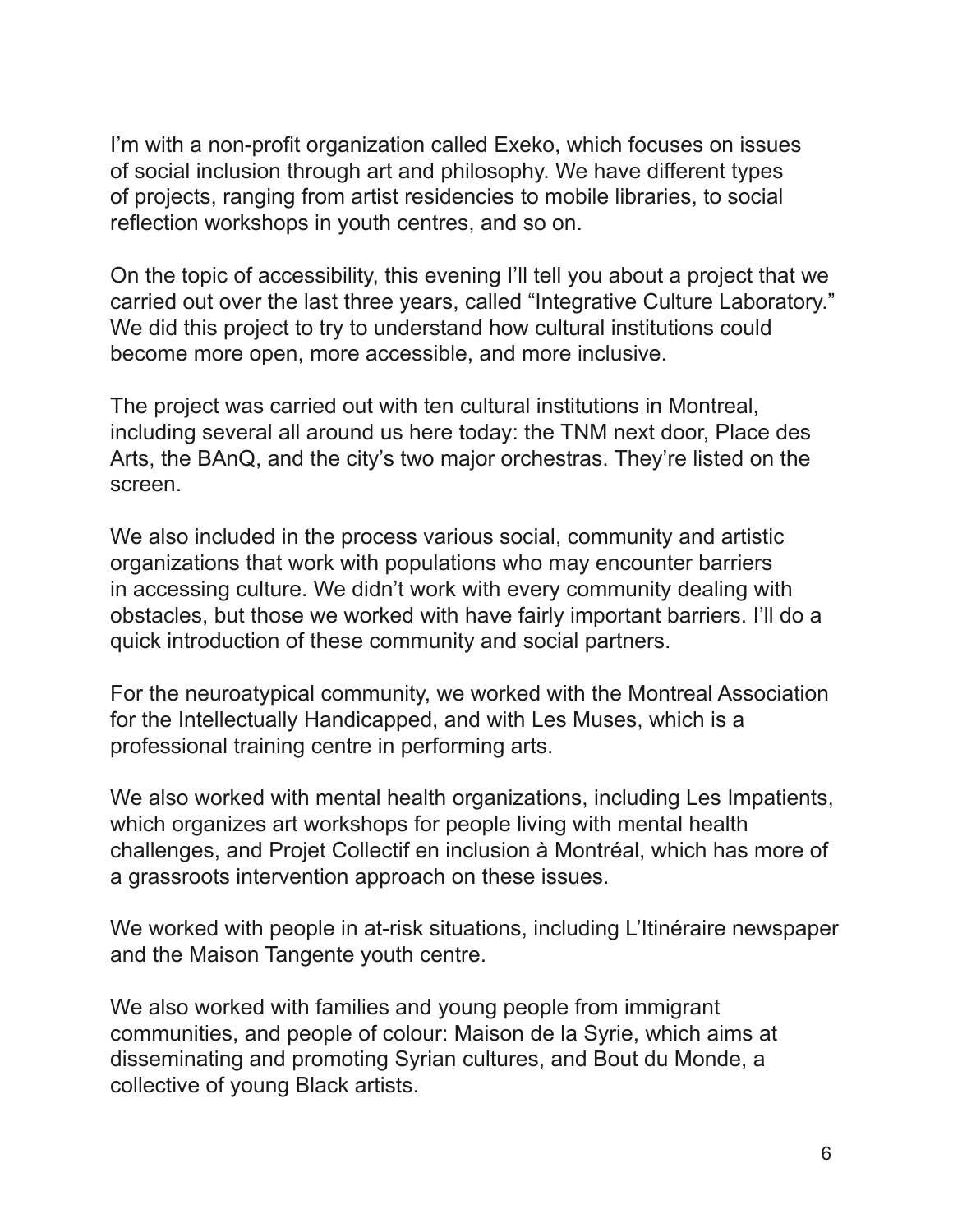I'm with a non-profit organization called Exeko, which focuses on issues of social inclusion through art and philosophy. We have different types of projects, ranging from artist residencies to mobile libraries, to social reflection workshops in youth centres, and so on.

On the topic of accessibility, this evening I'll tell you about a project that we carried out over the last three years, called "Integrative Culture Laboratory." We did this project to try to understand how cultural institutions could become more open, more accessible, and more inclusive.

The project was carried out with ten cultural institutions in Montreal, including several all around us here today: the TNM next door, Place des Arts, the BAnQ, and the city's two major orchestras. They're listed on the screen.

We also included in the process various social, community and artistic organizations that work with populations who may encounter barriers in accessing culture. We didn't work with every community dealing with obstacles, but those we worked with have fairly important barriers. I'll do a quick introduction of these community and social partners.

For the neuroatypical community, we worked with the Montreal Association for the Intellectually Handicapped, and with Les Muses, which is a professional training centre in performing arts.

We also worked with mental health organizations, including Les Impatients, which organizes art workshops for people living with mental health challenges, and Projet Collectif en inclusion à Montréal, which has more of a grassroots intervention approach on these issues.

We worked with people in at-risk situations, including L'Itinéraire newspaper and the Maison Tangente youth centre.

We also worked with families and young people from immigrant communities, and people of colour: Maison de la Syrie, which aims at disseminating and promoting Syrian cultures, and Bout du Monde, a collective of young Black artists.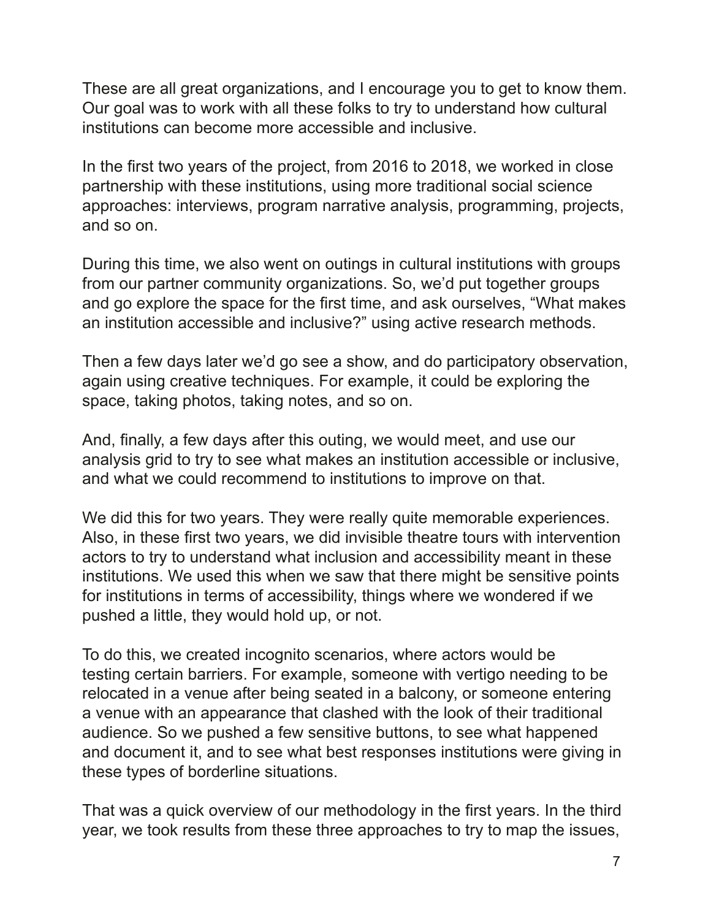These are all great organizations, and I encourage you to get to know them. Our goal was to work with all these folks to try to understand how cultural institutions can become more accessible and inclusive.

In the first two years of the project, from 2016 to 2018, we worked in close partnership with these institutions, using more traditional social science approaches: interviews, program narrative analysis, programming, projects, and so on.

During this time, we also went on outings in cultural institutions with groups from our partner community organizations. So, we'd put together groups and go explore the space for the first time, and ask ourselves, "What makes an institution accessible and inclusive?" using active research methods.

Then a few days later we'd go see a show, and do participatory observation, again using creative techniques. For example, it could be exploring the space, taking photos, taking notes, and so on.

And, finally, a few days after this outing, we would meet, and use our analysis grid to try to see what makes an institution accessible or inclusive, and what we could recommend to institutions to improve on that.

We did this for two years. They were really quite memorable experiences. Also, in these first two years, we did invisible theatre tours with intervention actors to try to understand what inclusion and accessibility meant in these institutions. We used this when we saw that there might be sensitive points for institutions in terms of accessibility, things where we wondered if we pushed a little, they would hold up, or not.

To do this, we created incognito scenarios, where actors would be testing certain barriers. For example, someone with vertigo needing to be relocated in a venue after being seated in a balcony, or someone entering a venue with an appearance that clashed with the look of their traditional audience. So we pushed a few sensitive buttons, to see what happened and document it, and to see what best responses institutions were giving in these types of borderline situations.

That was a quick overview of our methodology in the first years. In the third year, we took results from these three approaches to try to map the issues,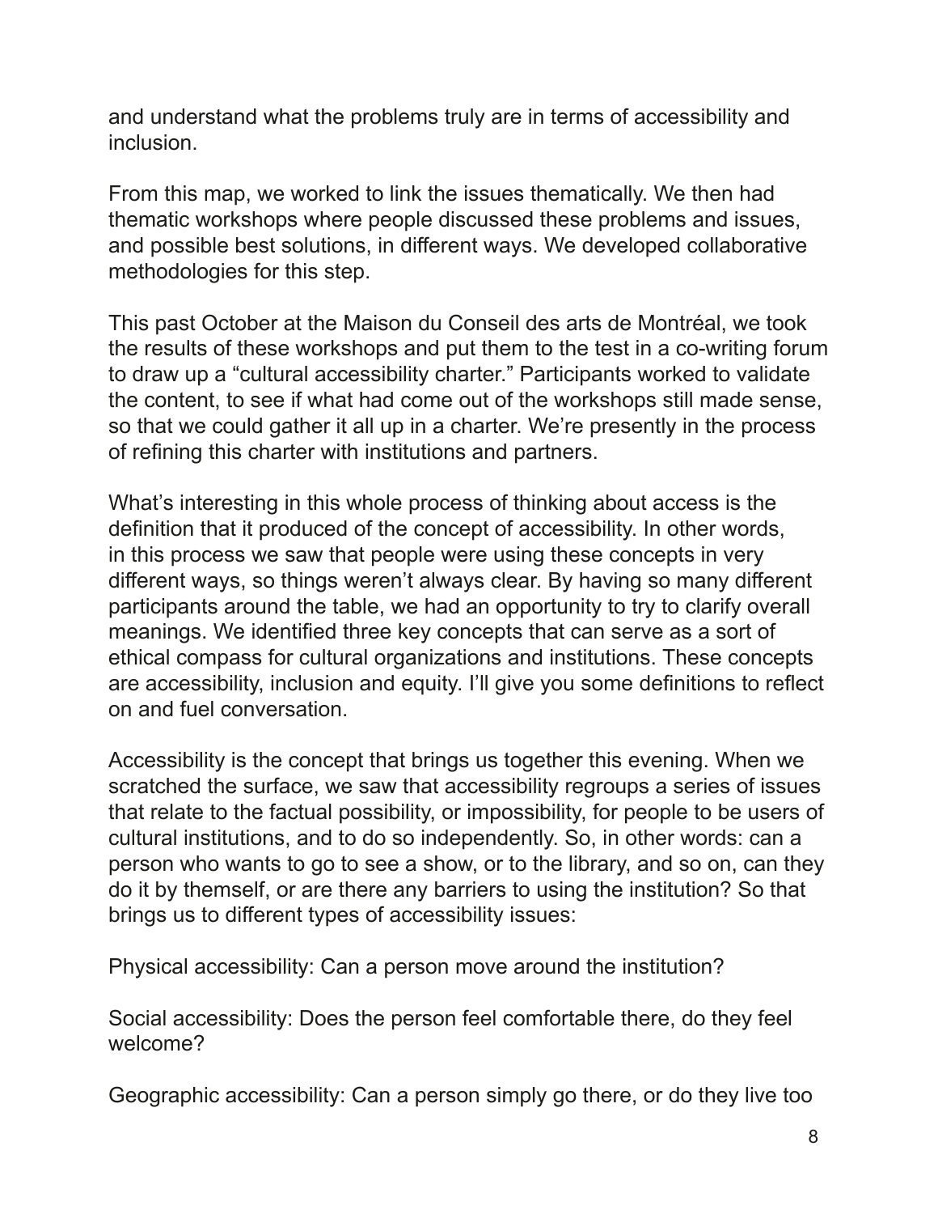and understand what the problems truly are in terms of accessibility and inclusion.

From this map, we worked to link the issues thematically. We then had thematic workshops where people discussed these problems and issues, and possible best solutions, in different ways. We developed collaborative methodologies for this step.

This past October at the Maison du Conseil des arts de Montréal, we took the results of these workshops and put them to the test in a co-writing forum to draw up a "cultural accessibility charter." Participants worked to validate the content, to see if what had come out of the workshops still made sense, so that we could gather it all up in a charter. We're presently in the process of refining this charter with institutions and partners.

What's interesting in this whole process of thinking about access is the definition that it produced of the concept of accessibility. In other words, in this process we saw that people were using these concepts in very different ways, so things weren't always clear. By having so many different participants around the table, we had an opportunity to try to clarify overall meanings. We identified three key concepts that can serve as a sort of ethical compass for cultural organizations and institutions. These concepts are accessibility, inclusion and equity. I'll give you some definitions to reflect on and fuel conversation.

Accessibility is the concept that brings us together this evening. When we scratched the surface, we saw that accessibility regroups a series of issues that relate to the factual possibility, or impossibility, for people to be users of cultural institutions, and to do so independently. So, in other words: can a person who wants to go to see a show, or to the library, and so on, can they do it by themself, or are there any barriers to using the institution? So that brings us to different types of accessibility issues:

Physical accessibility: Can a person move around the institution?

Social accessibility: Does the person feel comfortable there, do they feel welcome?

Geographic accessibility: Can a person simply go there, or do they live too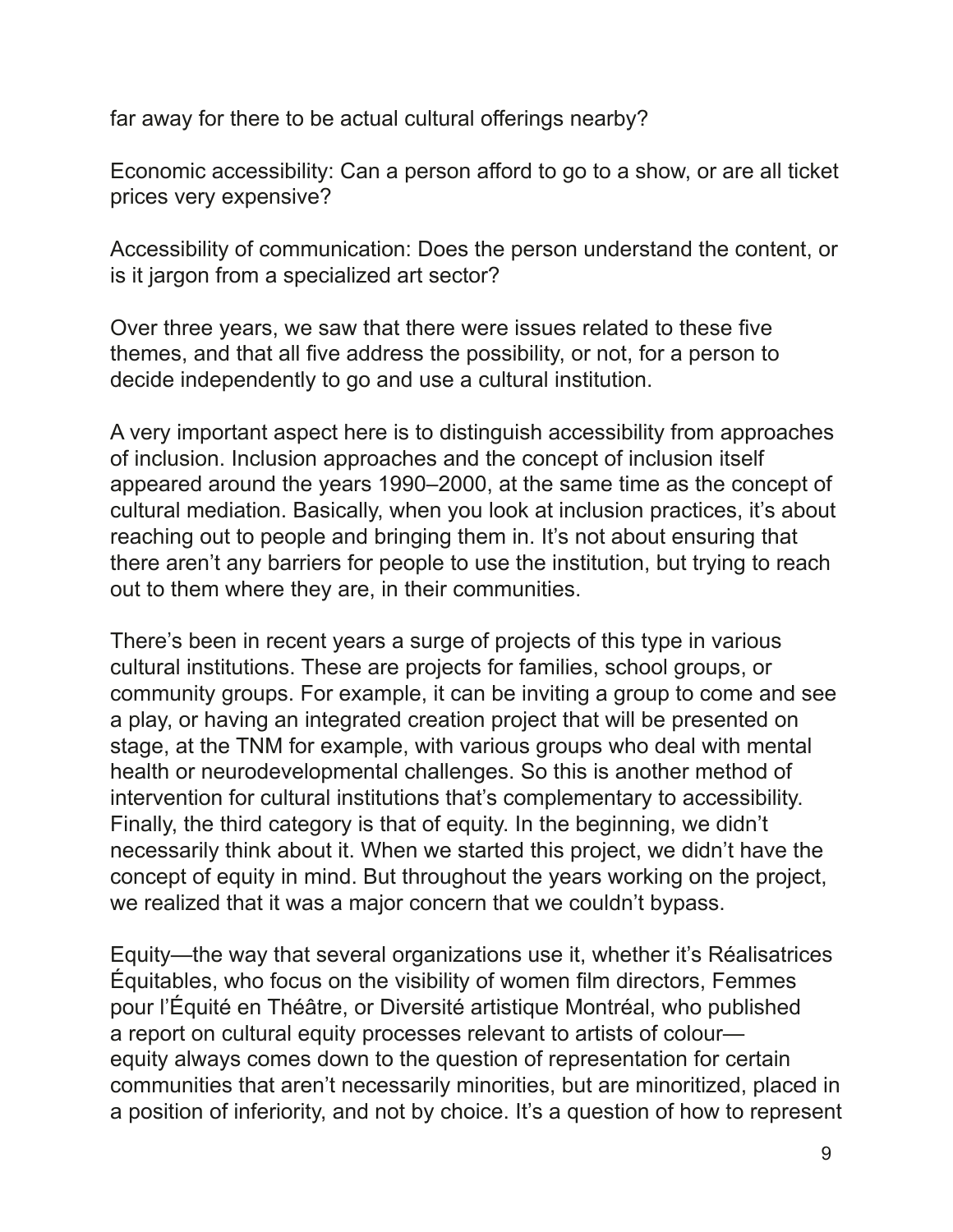far away for there to be actual cultural offerings nearby?

Economic accessibility: Can a person afford to go to a show, or are all ticket prices very expensive?

Accessibility of communication: Does the person understand the content, or is it jargon from a specialized art sector?

Over three years, we saw that there were issues related to these five themes, and that all five address the possibility, or not, for a person to decide independently to go and use a cultural institution.

A very important aspect here is to distinguish accessibility from approaches of inclusion. Inclusion approaches and the concept of inclusion itself appeared around the years 1990–2000, at the same time as the concept of cultural mediation. Basically, when you look at inclusion practices, it's about reaching out to people and bringing them in. It's not about ensuring that there aren't any barriers for people to use the institution, but trying to reach out to them where they are, in their communities.

There's been in recent years a surge of projects of this type in various cultural institutions. These are projects for families, school groups, or community groups. For example, it can be inviting a group to come and see a play, or having an integrated creation project that will be presented on stage, at the TNM for example, with various groups who deal with mental health or neurodevelopmental challenges. So this is another method of intervention for cultural institutions that's complementary to accessibility. Finally, the third category is that of equity. In the beginning, we didn't necessarily think about it. When we started this project, we didn't have the concept of equity in mind. But throughout the years working on the project, we realized that it was a major concern that we couldn't bypass.

Equity—the way that several organizations use it, whether it's Réalisatrices Équitables, who focus on the visibility of women film directors, Femmes pour l'Équité en Théâtre, or Diversité artistique Montréal, who published a report on cultural equity processes relevant to artists of colour—equity always comes down to the question of representation for certain communities that aren't necessarily minorities, but are minoritized, placed in a position of inferiority, and not by choice. It's a question of how to represent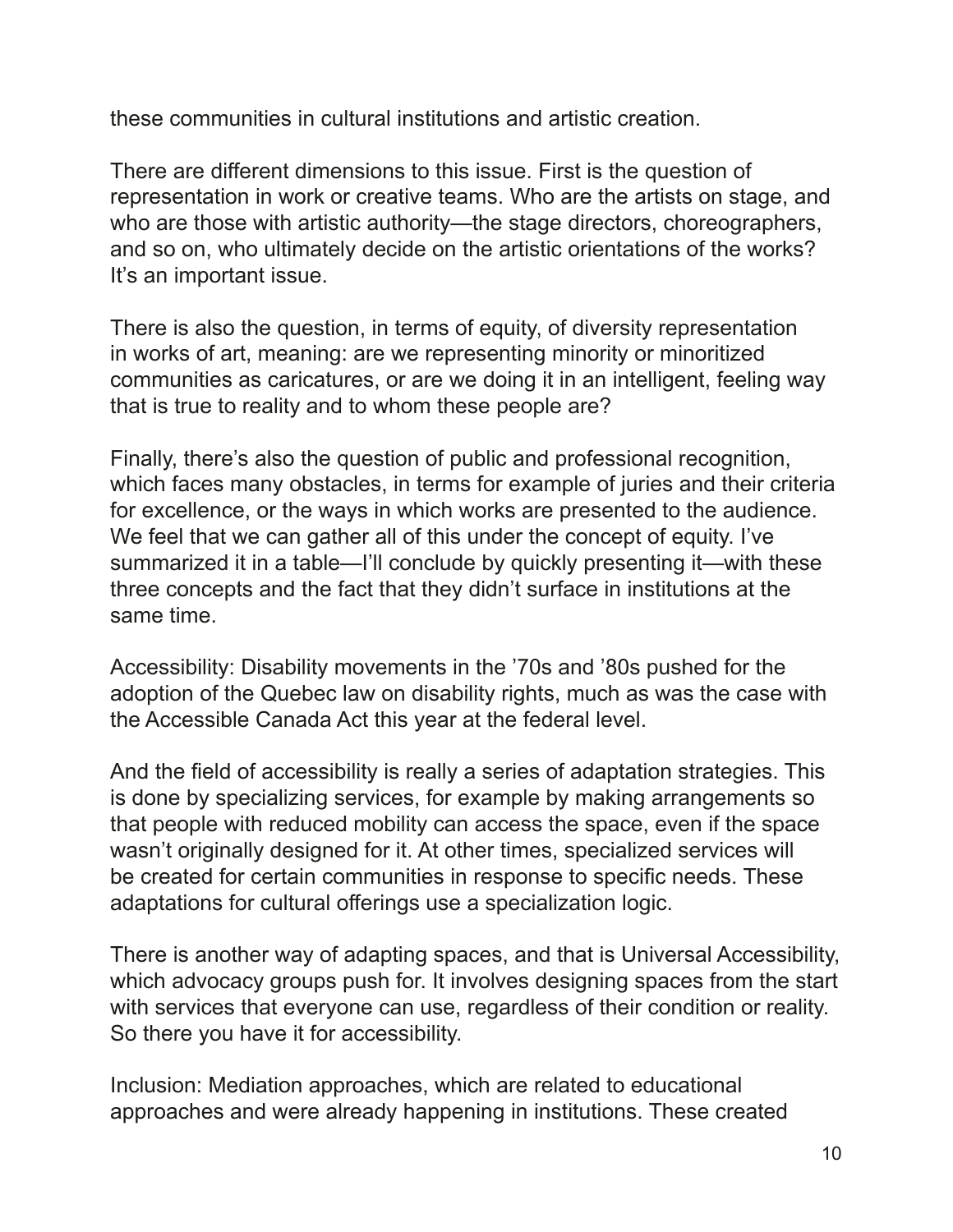these communities in cultural institutions and artistic creation.

There are different dimensions to this issue. First is the question of representation in work or creative teams. Who are the artists on stage, and who are those with artistic authority—the stage directors, choreographers, and so on, who ultimately decide on the artistic orientations of the works? It's an important issue.

There is also the question, in terms of equity, of diversity representation in works of art, meaning: are we representing minority or minoritized communities as caricatures, or are we doing it in an intelligent, feeling way that is true to reality and to whom these people are?

Finally, there's also the question of public and professional recognition, which faces many obstacles, in terms for example of juries and their criteria for excellence, or the ways in which works are presented to the audience. We feel that we can gather all of this under the concept of equity. I've summarized it in a table—I'll conclude by quickly presenting it—with these three concepts and the fact that they didn't surface in institutions at the same time.

Accessibility: Disability movements in the '70s and '80s pushed for the adoption of the Quebec law on disability rights, much as was the case with the Accessible Canada Act this year at the federal level.

And the field of accessibility is really a series of adaptation strategies. This is done by specializing services, for example by making arrangements so that people with reduced mobility can access the space, even if the space wasn't originally designed for it. At other times, specialized services will be created for certain communities in response to specific needs. These adaptations for cultural offerings use a specialization logic.

There is another way of adapting spaces, and that is Universal Accessibility, which advocacy groups push for. It involves designing spaces from the start with services that everyone can use, regardless of their condition or reality. So there you have it for accessibility.

Inclusion: Mediation approaches, which are related to educational approaches and were already happening in institutions. These created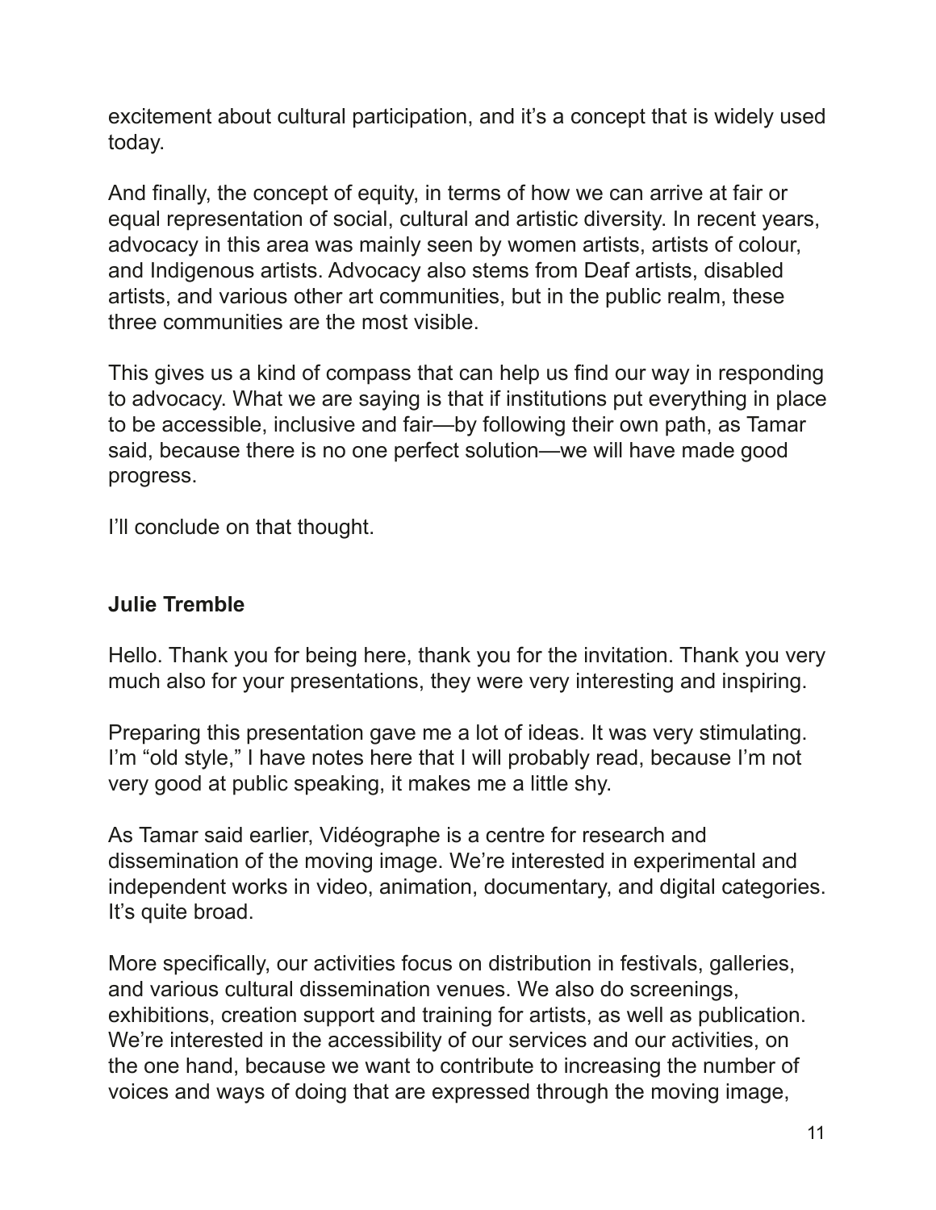excitement about cultural participation, and it's a concept that is widely used today.

And finally, the concept of equity, in terms of how we can arrive at fair or equal representation of social, cultural and artistic diversity. In recent years, advocacy in this area was mainly seen by women artists, artists of colour, and Indigenous artists. Advocacy also stems from Deaf artists, disabled artists, and various other art communities, but in the public realm, these three communities are the most visible.

This gives us a kind of compass that can help us find our way in responding to advocacy. What we are saying is that if institutions put everything in place to be accessible, inclusive and fair—by following their own path, as Tamar said, because there is no one perfect solution—we will have made good progress.

I'll conclude on that thought.

**Julie Tremble**

Hello. Thank you for being here, thank you for the invitation. Thank you very much also for your presentations, they were very interesting and inspiring.

Preparing this presentation gave me a lot of ideas. It was very stimulating. I'm "old style," I have notes here that I will probably read, because I'm not very good at public speaking, it makes me a little shy.

As Tamar said earlier, Vidéographe is a centre for research and dissemination of the moving image. We're interested in experimental and independent works in video, animation, documentary, and digital categories. It's quite broad.

More specifically, our activities focus on distribution in festivals, galleries, and various cultural dissemination venues. We also do screenings, exhibitions, creation support and training for artists, as well as publication. We're interested in the accessibility of our services and our activities, on the one hand, because we want to contribute to increasing the number of voices and ways of doing that are expressed through the moving image,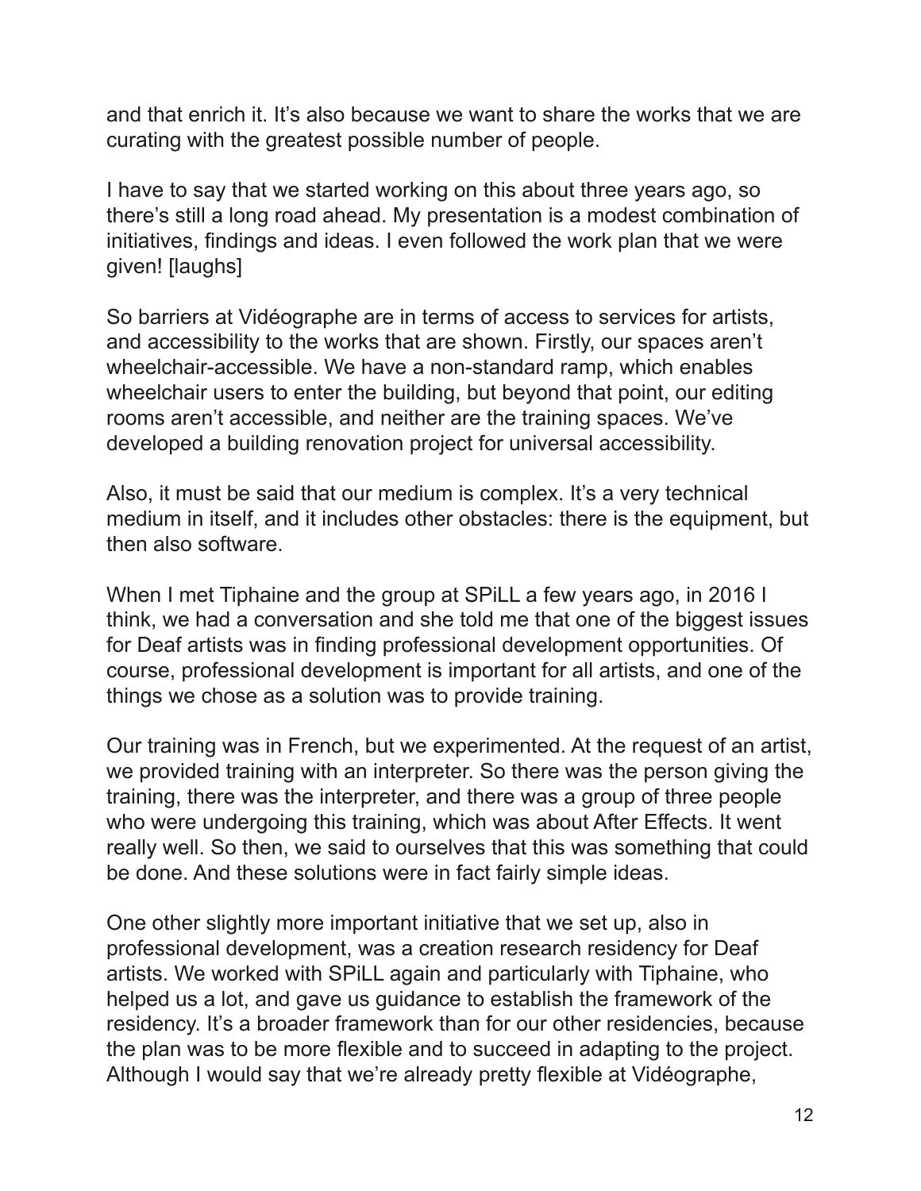and that enrich it. It’s also because we want to share the works that we are curating with the greatest possible number of people.

I have to say that we started working on this about three years ago, so there’s still a long road ahead. My presentation is a modest combination of initiatives, findings and ideas. I even followed the work plan that we were given! [laughs]

So barriers at Vidéographe are in terms of access to services for artists, and accessibility to the works that are shown. Firstly, our spaces aren’t wheelchair-accessible. We have a non-standard ramp, which enables wheelchair users to enter the building, but beyond that point, our editing rooms aren’t accessible, and neither are the training spaces. We’ve developed a building renovation project for universal accessibility.

Also, it must be said that our medium is complex. It’s a very technical medium in itself, and it includes other obstacles: there is the equipment, but then also software.

When I met Tiphaine and the group at SPiLL a few years ago, in 2016 I think, we had a conversation and she told me that one of the biggest issues for Deaf artists was in finding professional development opportunities. Of course, professional development is important for all artists, and one of the things we chose as a solution was to provide training.

Our training was in French, but we experimented. At the request of an artist, we provided training with an interpreter. So there was the person giving the training, there was the interpreter, and there was a group of three people who were undergoing this training, which was about After Effects. It went really well. So then, we said to ourselves that this was something that could be done. And these solutions were in fact fairly simple ideas.

One other slightly more important initiative that we set up, also in professional development, was a creation research residency for Deaf artists. We worked with SPiLL again and particularly with Tiphaine, who helped us a lot, and gave us guidance to establish the framework of the residency. It’s a broader framework than for our other residencies, because the plan was to be more flexible and to succeed in adapting to the project. Although I would say that we’re already pretty flexible at Vidéographe,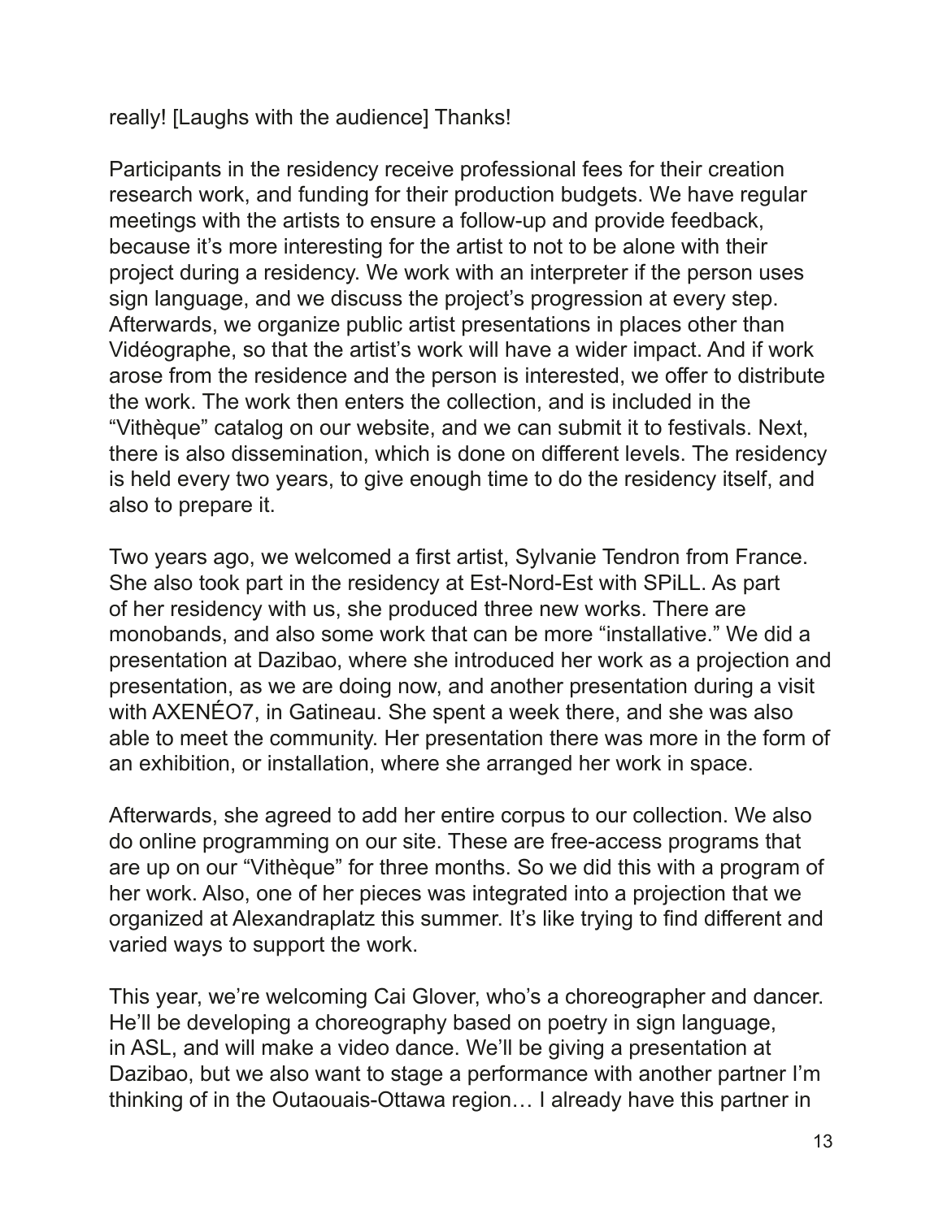really! [Laughs with the audience] Thanks!

Participants in the residency receive professional fees for their creation research work, and funding for their production budgets. We have regular meetings with the artists to ensure a follow-up and provide feedback, because it's more interesting for the artist to not to be alone with their project during a residency. We work with an interpreter if the person uses sign language, and we discuss the project's progression at every step. Afterwards, we organize public artist presentations in places other than Vidéographe, so that the artist's work will have a wider impact. And if work arose from the residence and the person is interested, we offer to distribute the work. The work then enters the collection, and is included in the "Vithèque" catalog on our website, and we can submit it to festivals. Next, there is also dissemination, which is done on different levels. The residency is held every two years, to give enough time to do the residency itself, and also to prepare it.

Two years ago, we welcomed a first artist, Sylvanie Tendron from France. She also took part in the residency at Est-Nord-Est with SPiLL. As part of her residency with us, she produced three new works. There are monobands, and also some work that can be more "installative." We did a presentation at Dazibao, where she introduced her work as a projection and presentation, as we are doing now, and another presentation during a visit with AXENÉO7, in Gatineau. She spent a week there, and she was also able to meet the community. Her presentation there was more in the form of an exhibition, or installation, where she arranged her work in space.

Afterwards, she agreed to add her entire corpus to our collection. We also do online programming on our site. These are free-access programs that are up on our "Vithèque" for three months. So we did this with a program of her work. Also, one of her pieces was integrated into a projection that we organized at Alexandraplatz this summer. It's like trying to find different and varied ways to support the work.

This year, we're welcoming Cai Glover, who's a choreographer and dancer. He'll be developing a choreography based on poetry in sign language, in ASL, and will make a video dance. We'll be giving a presentation at Dazibao, but we also want to stage a performance with another partner I'm thinking of in the Outaouais-Ottawa region… I already have this partner in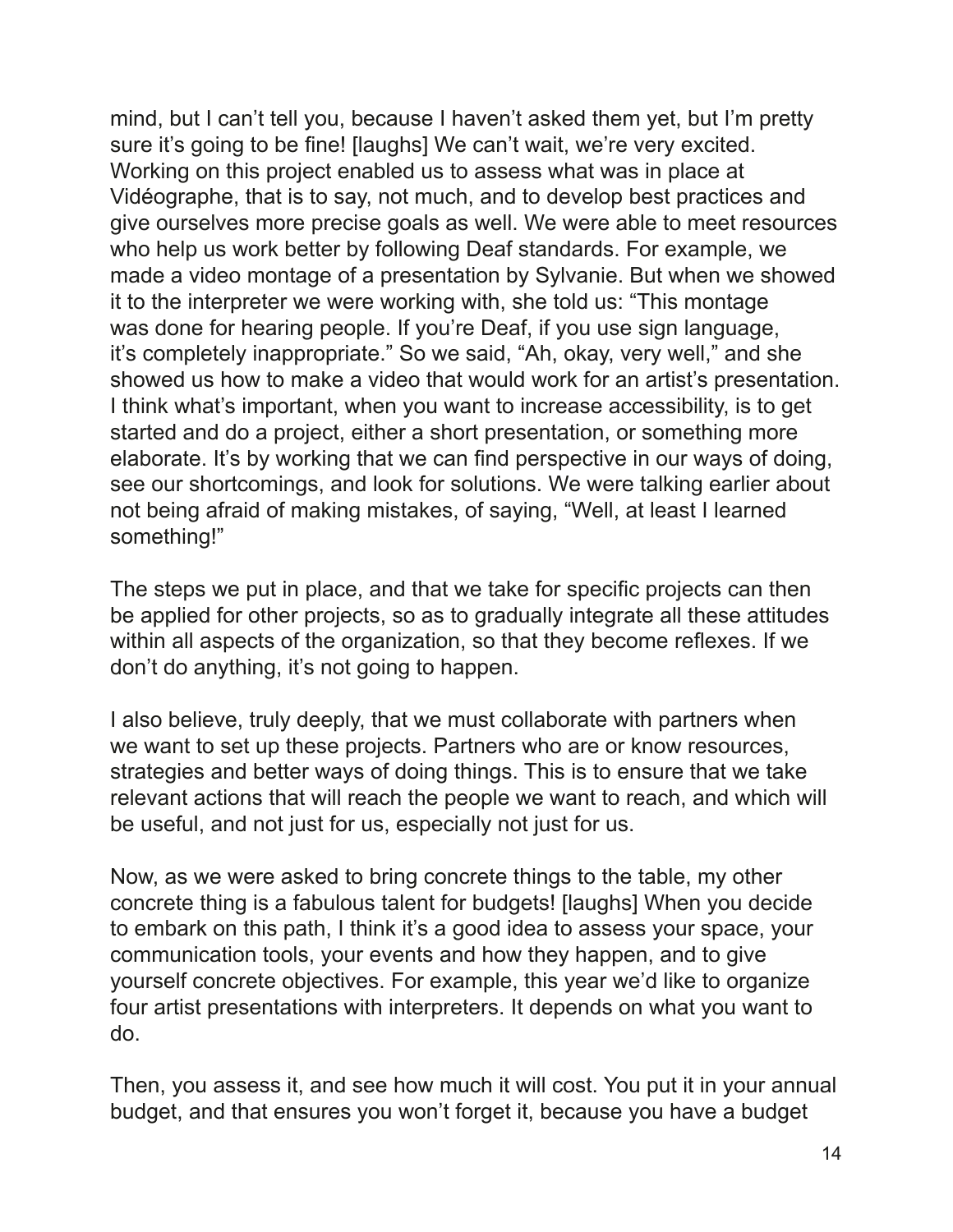mind, but I can't tell you, because I haven't asked them yet, but I'm pretty sure it's going to be fine! [laughs] We can't wait, we're very excited. Working on this project enabled us to assess what was in place at Vidéographe, that is to say, not much, and to develop best practices and give ourselves more precise goals as well. We were able to meet resources who help us work better by following Deaf standards. For example, we made a video montage of a presentation by Sylvanie. But when we showed it to the interpreter we were working with, she told us: "This montage was done for hearing people. If you're Deaf, if you use sign language, it's completely inappropriate." So we said, "Ah, okay, very well," and she showed us how to make a video that would work for an artist's presentation. I think what's important, when you want to increase accessibility, is to get started and do a project, either a short presentation, or something more elaborate. It's by working that we can find perspective in our ways of doing, see our shortcomings, and look for solutions. We were talking earlier about not being afraid of making mistakes, of saying, "Well, at least I learned something!"

The steps we put in place, and that we take for specific projects can then be applied for other projects, so as to gradually integrate all these attitudes within all aspects of the organization, so that they become reflexes. If we don't do anything, it's not going to happen.

I also believe, truly deeply, that we must collaborate with partners when we want to set up these projects. Partners who are or know resources, strategies and better ways of doing things. This is to ensure that we take relevant actions that will reach the people we want to reach, and which will be useful, and not just for us, especially not just for us.

Now, as we were asked to bring concrete things to the table, my other concrete thing is a fabulous talent for budgets! [laughs] When you decide to embark on this path, I think it's a good idea to assess your space, your communication tools, your events and how they happen, and to give yourself concrete objectives. For example, this year we'd like to organize four artist presentations with interpreters. It depends on what you want to do.

Then, you assess it, and see how much it will cost. You put it in your annual budget, and that ensures you won't forget it, because you have a budget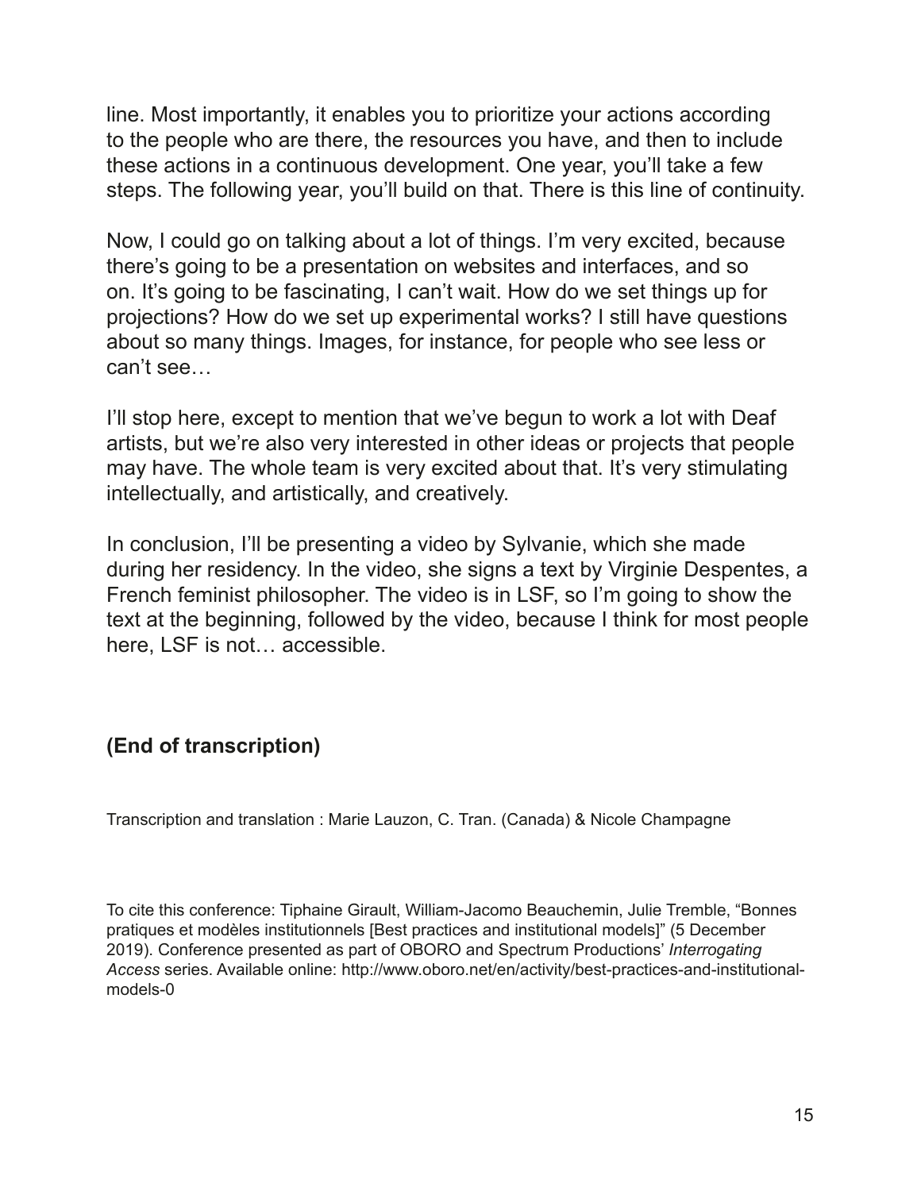line. Most importantly, it enables you to prioritize your actions according to the people who are there, the resources you have, and then to include these actions in a continuous development. One year, you'll take a few steps. The following year, you'll build on that. There is this line of continuity.

Now, I could go on talking about a lot of things. I'm very excited, because there's going to be a presentation on websites and interfaces, and so on. It's going to be fascinating, I can't wait. How do we set things up for projections? How do we set up experimental works? I still have questions about so many things. Images, for instance, for people who see less or can't see…

I'll stop here, except to mention that we've begun to work a lot with Deaf artists, but we're also very interested in other ideas or projects that people may have. The whole team is very excited about that. It's very stimulating intellectually, and artistically, and creatively.

In conclusion, I'll be presenting a video by Sylvanie, which she made during her residency. In the video, she signs a text by Virginie Despentes, a French feminist philosopher. The video is in LSF, so I'm going to show the text at the beginning, followed by the video, because I think for most people here, LSF is not… accessible.

**(End of transcription)**

Transcription and translation : Marie Lauzon, C. Tran. (Canada) & Nicole Champagne

To cite this conference: Tiphaine Girault, William-Jacomo Beauchemin, Julie Tremble, "Bonnes pratiques et modèles institutionnels [Best practices and institutional models]" (5 December 2019). Conference presented as part of OBORO and Spectrum Productions' *Interrogating Access* series. Available online: http://www.oboro.net/en/activity/best-practices-and-institutional-models-0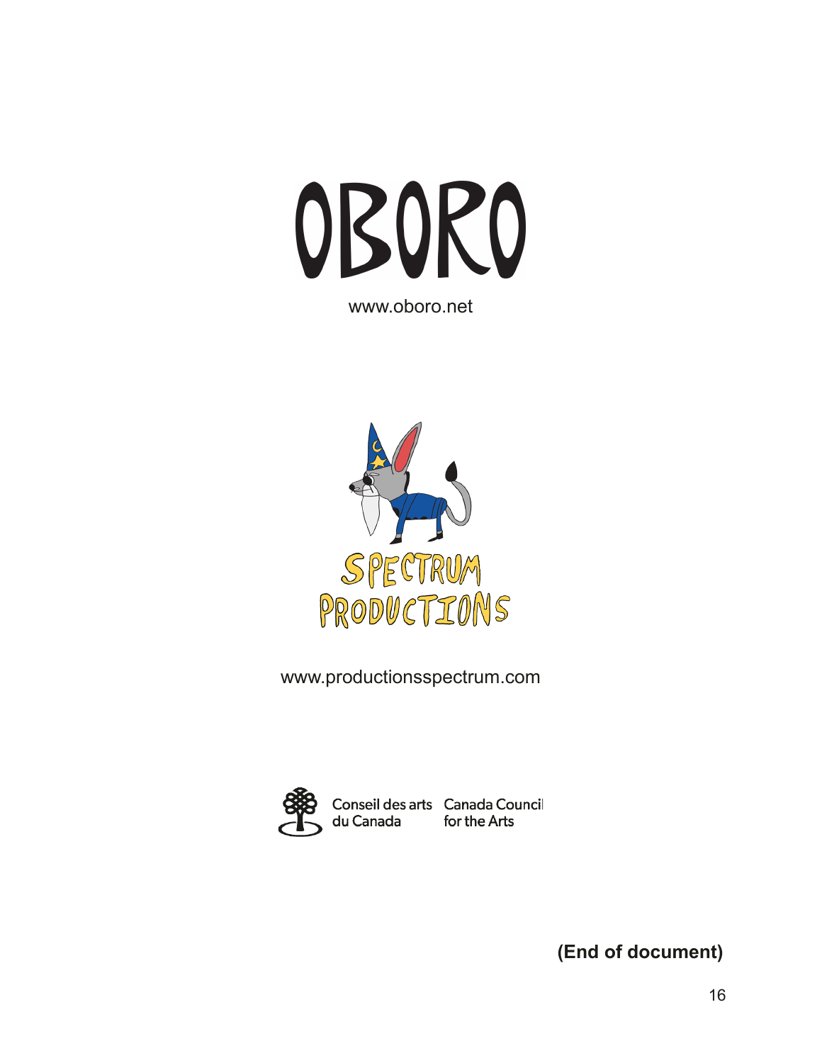OBORO

www.oboro.net

SPECTRUM PRODUCTIONS

www.productionsspectrum.com

Conseil des arts du Canada Canada Council for the Arts

**(End of document)**